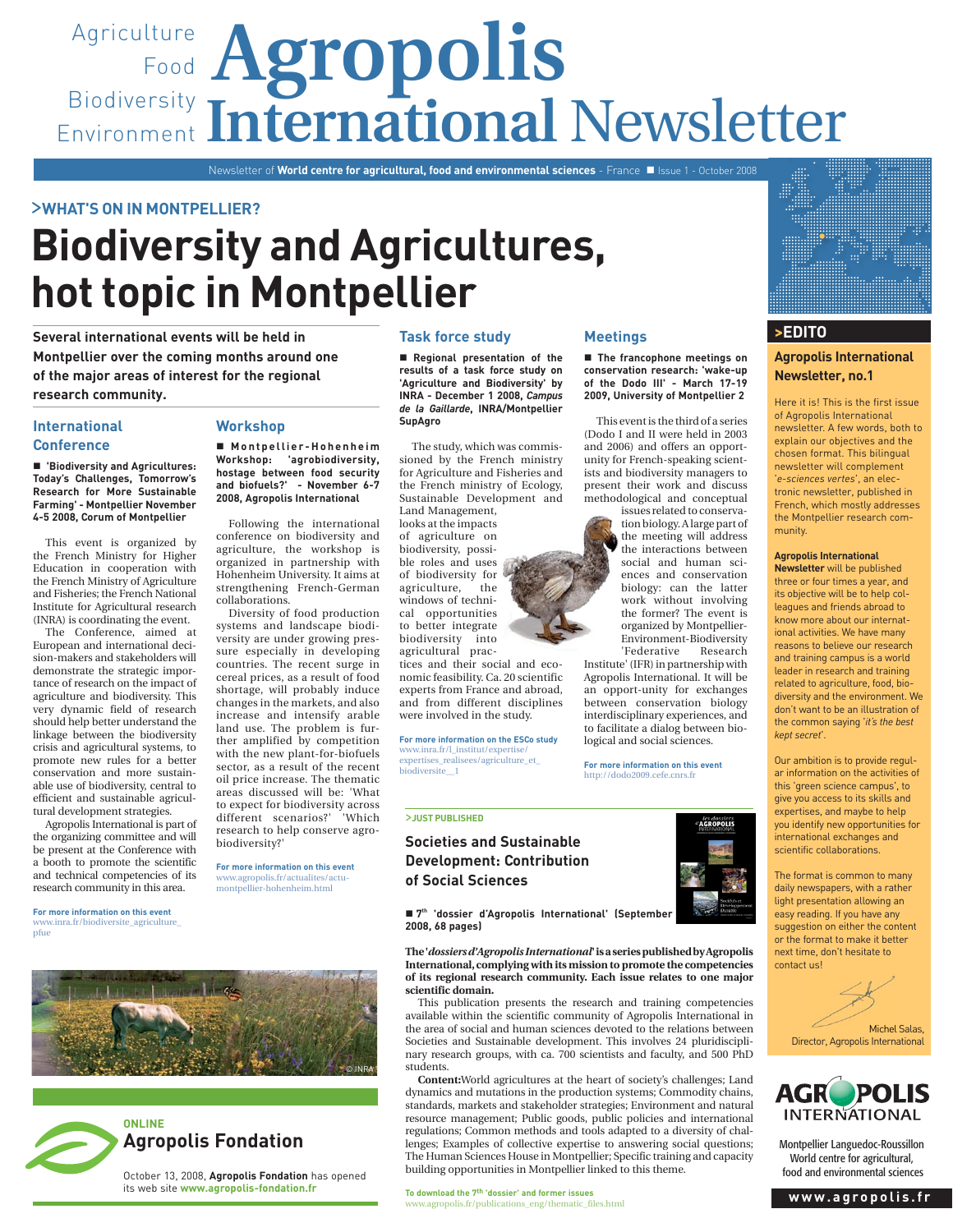# Agropolis International Newsletter

Agriculture Food Biodiversity Environment

Newsletter of **World centre for agricultural, food and environmental sciences** - France ■ Issue 1 - October 2008

## >WHAT'S ON IN MONTPELLIER?

# Biodiversity and Agricultures, hot topic in Montpellier

**Several international events will be held in Montpellier over the coming months around one of the major areas of interest for the regional research community.**

### International Conference

■ **'Biodiversity and Agricultures: Today's Challenges, Tomorrow's Research for More Sustainable Farming' - Montpellier November 4-5 2008, Corum of Montpellier**

This event is organized by the French Ministry for Higher Education in cooperation with the French Ministry of Agriculture and Fisheries; the French National Institute for Agricultural research (INRA) is coordinating the event.

The Conference, aimed at European and international decision-makers and stakeholders will demonstrate the strategic importance of research on the impact of agriculture and biodiversity. This very dynamic field of research should help better understand the linkage between the biodiversity crisis and agricultural systems, to promote new rules for a better conservation and more sustainable use of biodiversity, central to efficient and sustainable agricultural development strategies.

Agropolis International is part of the organizing committee and will be present at the Conference with a booth to promote the scientific and technical competencies of its research community in this area.

**For more information on this event**
www.inra.fr/biodiversite_agriculture_pfue

### Workshop

■ **Montpellier-Hohenheim Workshop: 'agrobiodiversity, hostage between food security and biofuels?' - November 6-7 2008, Agropolis International**

Following the international conference on biodiversity and agriculture, the workshop is organized in partnership with Hohenheim University. It aims at strengthening French-German collaborations.

Diversity of food production systems and landscape biodiversity are under growing pressure especially in developing countries. The recent surge in cereal prices, as a result of food shortage, will probably induce changes in the markets, and also increase and intensify arable land use. The problem is further amplified by competition with the new plant-for-biofuels sector, as a result of the recent oil price increase. The thematic areas discussed will be: 'What to expect for biodiversity across different scenarios?' 'Which research to help conserve agrobiodiversity?'

**For more information on this event**
www.agropolis.fr/actualites/actu-montpellier-hohenheim.html

### Task force study

■ **Regional presentation of the results of a task force study on 'Agriculture and Biodiversity' by INRA - December 1 2008, *Campus de la Gaillarde*, INRA/Montpellier SupAgro**

The study, which was commissioned by the French ministry for Agriculture and Fisheries and the French ministry of Ecology, Sustainable Development and Land Management, looks at the impacts of agriculture on biodiversity, possible roles and uses of biodiversity for agriculture, the windows of technical opportunities to better integrate biodiversity into agricultural practices and their social and economic feasibility. Ca. 20 scientific experts from France and abroad, and from different disciplines were involved in the study.

**For more information on the ESCo study**
www.inra.fr/l_institut/expertise/expertises_realisees/agriculture_et_biodiversite__1

### Meetings

■ **The francophone meetings on conservation research: 'wake-up of the Dodo III' - March 17-19 2009, University of Montpellier 2**

This event is the third of a series (Dodo I and II were held in 2003 and 2006) and offers an opportunity for French-speaking scientists and biodiversity managers to present their work and discuss methodological and conceptual issues related to conservation biology. A large part of the meeting will address the interactions between social and human sciences and conservation biology: can the latter work without involving the former? The event is organized by Montpellier-Environment-Biodiversity 'Federative Research Institute' (IFR) in partnership with Agropolis International. It will be an opportunity for exchanges between conservation biology interdisciplinary experiences, and to facilitate a dialog between biological and social sciences.

**For more information on this event**
http://dodo2009.cefe.cnrs.fr

## >JUST PUBLISHED

### Societies and Sustainable Development: Contribution of Social Sciences

■ **7th 'dossier d'Agropolis International' (September 2008, 68 pages)**

**The '*dossiers d'Agropolis International*' is a series published by Agropolis International, complying with its mission to promote the competencies of its regional research community. Each issue relates to one major scientific domain.**

This publication presents the research and training competencies available within the scientific community of Agropolis International in the area of social and human sciences devoted to the relations between Societies and Sustainable Development. This involves 24 pluridisciplinary research groups, with ca. 700 scientists and faculty, and 500 PhD students.

**Content:** World agricultures at the heart of society's challenges; Land dynamics and mutations in the production systems; Commodity chains, standards, markets and stakeholder strategies; Environment and natural resource management; Public goods, public policies and international regulations; Common methods and tools adapted to a diversity of challenges; Examples of collective expertise to answering social questions; The Human Sciences House in Montpellier; Specific training and capacity building opportunities in Montpellier linked to this theme.

**To download the 7th 'dossier' and former issues**
www.agropolis.fr/publications_eng/thematic_files.html

© INRA

## ONLINE

### Agropolis Fondation

October 13, 2008, **Agropolis Fondation** has opened its web site **www.agropolis-fondation.fr**

## >EDITO

### Agropolis International Newsletter, no.1

Here it is! This is the first issue of Agropolis International newsletter. A few words, both to explain our objectives and the chosen format. This bilingual newsletter will complement '*e-sciences vertes*', an electronic newsletter, published in French, which mostly addresses the Montpellier research community.

**Agropolis International Newsletter** will be published three or four times a year, and its objective will be to help colleagues and friends abroad to know more about our international activities. We have many reasons to believe our research and training campus is a world leader in research and training related to agriculture, food, biodiversity and the environment. We don't want to be an illustration of the common saying '*it's the best kept secret*'.

Our ambition is to provide regular information on the activities of this 'green science campus', to give you access to its skills and expertises, and maybe to help you identify new opportunities for international exchanges and scientific collaborations.

The format is common to many daily newspapers, with a rather light presentation allowing an easy reading. If you have any suggestion on either the content or the format to make it better next time, don't hesitate to contact us!

Michel Salas,
Director, Agropolis International

AGROPOLIS INTERNATIONAL

Montpellier Languedoc-Roussillon
World centre for agricultural, food and environmental sciences

www.agropolis.fr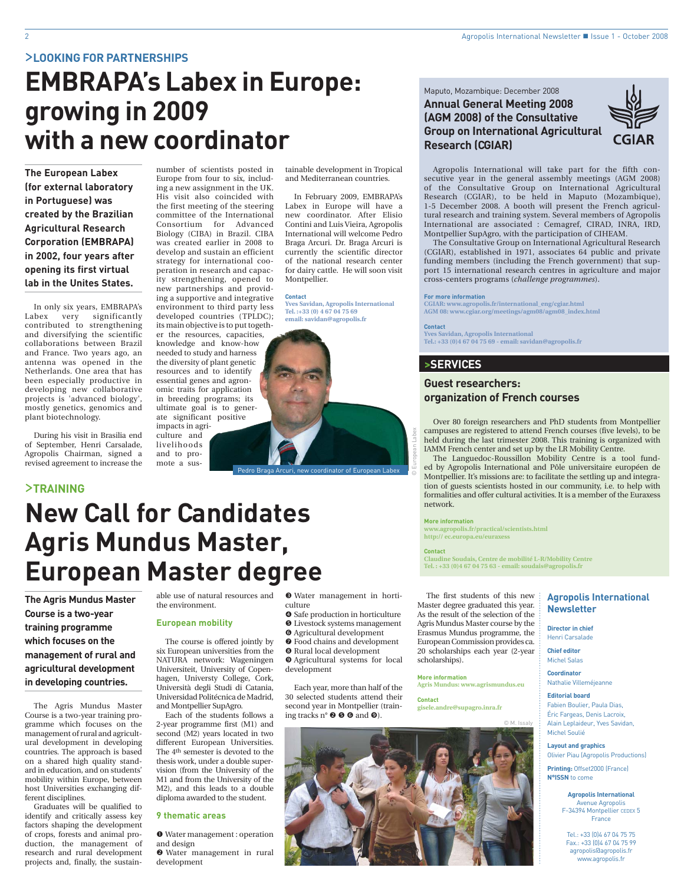>LOOKING FOR PARTNERSHIPS

# EMBRAPA's Labex in Europe: growing in 2009 with a new coordinator

**The European Labex (for external laboratory in Portuguese) was created by the Brazilian Agricultural Research Corporation (EMBRAPA) in 2002, four years after opening its first virtual lab in the Unites States.**

In only six years, EMBRAPA's Labex very significantly contributed to strengthening and diversifying the scientific collaborations between Brazil and France. Two years ago, an antenna was opened in the Netherlands. One area that has been especially productive in developing new collaborative projects is 'advanced biology', mostly genetics, genomics and plant biotechnology.

During his visit in Brasilia end of September, Henri Carsalade, Agropolis Chairman, signed a revised agreement to increase the number of scientists posted in Europe from four to six, including a new assignment in the UK. His visit also coincided with the first meeting of the steering committee of the International Consortium for Advanced Biology (CIBA) in Brazil. CIBA was created earlier in 2008 to develop and sustain an efficient strategy for international cooperation in research and capacity strengthening, opened to new partnerships and providing a supportive and integrative environment to third party less developed countries (TPLDC); its main objective is to put together the resources, capacities, knowledge and know-how needed to study and harness the diversity of plant genetic resources and to identify essential genes and agronomic traits for application in breeding programs; its ultimate goal is to generate significant positive impacts in agriculture and livelihoods and to promote a sustainable development in Tropical and Mediterranean countries.

In February 2009, EMBRAPA's Labex in Europe will have a new coordinator. After Elisio Contini and Luis Vieira, Agropolis International will welcome Pedro Braga Arcuri. Dr. Braga Arcuri is currently the scientific director of the national research center for dairy cattle. He will soon visit Montpellier.

**Contact**
**Yves Savidan, Agropolis International**
**Tel. :+33 (0) 4 67 04 75 69**
**email: savidan@agropolis.fr**

Pedro Braga Arcuri, new coordinator of European Labex

© European Labex

Maputo, Mozambique: December 2008

## Annual General Meeting 2008 (AGM 2008) of the Consultative Group on International Agricultural Research (CGIAR)

CGIAR

Agropolis International will take part for the fifth consecutive year in the general assembly meetings (AGM 2008) of the Consultative Group on International Agricultural Research (CGIAR), to be held in Maputo (Mozambique), 1-5 December 2008. A booth will present the French agricultural research and training system. Several members of Agropolis International are associated : Cemagref, CIRAD, INRA, IRD, Montpellier SupAgro, with the participation of CIHEAM.

The Consultative Group on International Agricultural Research (CGIAR), established in 1971, associates 64 public and private funding members (including the French government) that support 15 international research centres in agriculture and major cross-centers programs (*challenge programmes*).

**For more information**
**CGIAR: www.agropolis.fr/international_eng/cgiar.html**
**AGM 08: www.cgiar.org/meetings/agm08/agm08_index.html**

**Contact**
**Yves Savidan, Agropolis International**
**Tel.: +33 (0)4 67 04 75 69 - email: savidan@agropolis.fr**

>SERVICES

## Guest researchers: organization of French courses

Over 80 foreign researchers and PhD students from Montpellier campuses are registered to attend French courses (five levels), to be held during the last trimester 2008. This training is organized with IAMM French center and set up by the LR Mobility Centre.

The Languedoc-Roussillon Mobility Centre is a tool funded by Agropolis International and Pôle universitaire européen de Montpellier. It's missions are: to facilitate the settling up and integration of guests scientists hosted in our community, i.e. to help with formalities and offer cultural activities. It is a member of the Euraxess network.

**More information**
**www.agropolis.fr/practical/scientists.html**
**http:// ec.europa.eu/euraxess**

**Contact**
**Claudine Soudais, Centre de mobilité L-R/Mobility Centre**
**Tel. : +33 (0)4 67 04 75 63 - email: soudais@agropolis.fr**

>TRAINING

# New Call for Candidates Agris Mundus Master, European Master degree

**The Agris Mundus Master Course is a two-year training programme which focuses on the management of rural and agricultural development in developing countries.**

The Agris Mundus Master Course is a two-year training programme which focuses on the management of rural and agricultural development in developing countries. The approach is based on a shared high quality standard in education, and on students' mobility within Europe, between host Universities exchanging different disciplines.

Graduates will be qualified to identify and critically assess key factors shaping the development of crops, forests and animal production, the management of research and rural development projects and, finally, the sustainable use of natural resources and the environment.

### European mobility

The course is offered jointly by six European universities from the NATURA network: Wageningen Universiteit, University of Copenhagen, Universty College, Cork, Università degli Studi di Catania, Universidad Politécnica de Madrid, and Montpellier SupAgro.

Each of the students follows a 2-year programme first (M1) and second (M2) years located in two different European Universities. The 4th semester is devoted to the thesis work, under a double supervision (from the University of the M1 and from the University of the M2), and this leads to a double diploma awarded to the student.

### 9 thematic areas

❶ Water management : operation and design
❷ Water management in rural development
❸ Water management in horticulture
❹ Safe production in horticulture
❺ Livestock systems management
❻ Agricultural development
❼ Food chains and development
❽ Rural local development
❾ Agricultural systems for local development

Each year, more than half of the 30 selected students attend their second year in Montpellier (training tracks n° ❷ ❺ ❻ and ❾).

The first students of this new Master degree graduated this year. As the result of the selection of the Agris Mundus Master course by the Erasmus Mundus programme, the European Commission provides ca. 20 scholarships each year (2-year scholarships).

**More information**
**Agris Mundus: www.agrismundus.eu**

**Contact**
**gisele.andre@supagro.inra.fr**

© M. Issaly

## Agropolis International Newsletter

**Director in chief**
Henri Carsalade

**Chief editor**
Michel Salas

**Coordinator**
Nathalie Villeméjeanne

**Editorial board**
Fabien Boulier, Paula Dias, Éric Fargeas, Denis Lacroix, Alain Leplaideur, Yves Savidan, Michel Soulié

**Layout and graphics**
Olivier Piau (Agropolis Productions)

**Printing:** Offset2000 (France)
**N°ISSN** to come

**Agropolis International**
Avenue Agropolis
F-34394 Montpellier CEDEX 5
France

Tel.: +33 (0)4 67 04 75 75
Fax.: +33 (0)4 67 04 75 99
agropolis@agropolis.fr
www.agropolis.fr